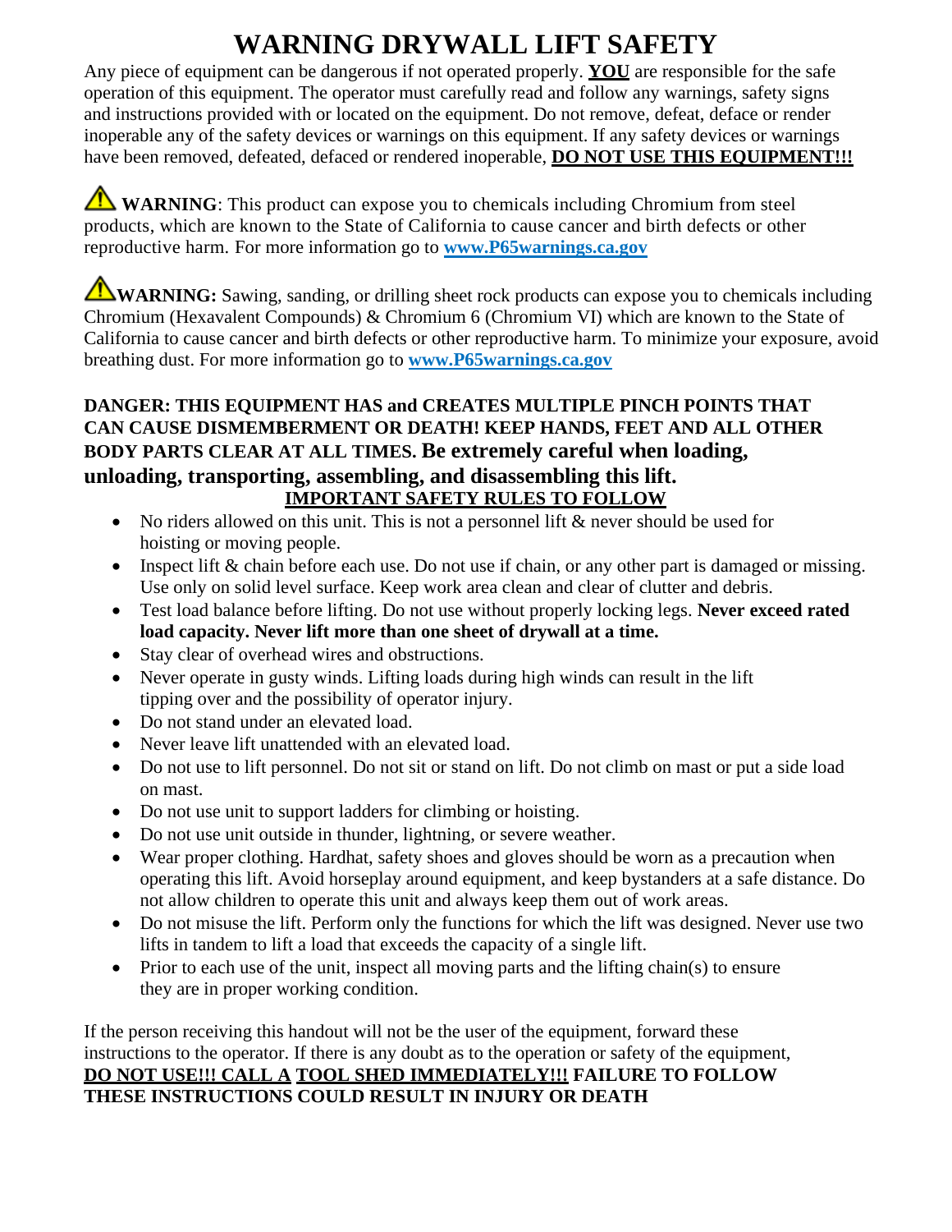# WARNING DRYWALL LIFT SAFETY

Any piece of equipment can be dangerous if not operated properly. **YOU** are responsible for the safe operation of this equipment. The operator must carefully read and follow any warnings, safety signs and instructions provided with or located on the equipment. Do not remove, defeat, deface or render inoperable any of the safety devices or warnings on this equipment. If any safety devices or warnings have been removed, defeated, defaced or rendered inoperable, **DO NOT USE THIS EQUIPMENT!!!**

⚠ **WARNING**: This product can expose you to chemicals including Chromium from steel products, which are known to the State of California to cause cancer and birth defects or other reproductive harm. For more information go to **www.P65warnings.ca.gov**

⚠ **WARNING:** Sawing, sanding, or drilling sheet rock products can expose you to chemicals including Chromium (Hexavalent Compounds) & Chromium 6 (Chromium VI) which are known to the State of California to cause cancer and birth defects or other reproductive harm. To minimize your exposure, avoid breathing dust. For more information go to **www.P65warnings.ca.gov**

**DANGER: THIS EQUIPMENT HAS and CREATES MULTIPLE PINCH POINTS THAT CAN CAUSE DISMEMBERMENT OR DEATH! KEEP HANDS, FEET AND ALL OTHER BODY PARTS CLEAR AT ALL TIMES. Be extremely careful when loading, unloading, transporting, assembling, and disassembling this lift.**

## IMPORTANT SAFETY RULES TO FOLLOW

- No riders allowed on this unit. This is not a personnel lift & never should be used for hoisting or moving people.
- Inspect lift & chain before each use. Do not use if chain, or any other part is damaged or missing. Use only on solid level surface. Keep work area clean and clear of clutter and debris.
- Test load balance before lifting. Do not use without properly locking legs. **Never exceed rated load capacity. Never lift more than one sheet of drywall at a time.**
- Stay clear of overhead wires and obstructions.
- Never operate in gusty winds. Lifting loads during high winds can result in the lift tipping over and the possibility of operator injury.
- Do not stand under an elevated load.
- Never leave lift unattended with an elevated load.
- Do not use to lift personnel. Do not sit or stand on lift. Do not climb on mast or put a side load on mast.
- Do not use unit to support ladders for climbing or hoisting.
- Do not use unit outside in thunder, lightning, or severe weather.
- Wear proper clothing. Hardhat, safety shoes and gloves should be worn as a precaution when operating this lift. Avoid horseplay around equipment, and keep bystanders at a safe distance. Do not allow children to operate this unit and always keep them out of work areas.
- Do not misuse the lift. Perform only the functions for which the lift was designed. Never use two lifts in tandem to lift a load that exceeds the capacity of a single lift.
- Prior to each use of the unit, inspect all moving parts and the lifting chain(s) to ensure they are in proper working condition.

If the person receiving this handout will not be the user of the equipment, forward these instructions to the operator. If there is any doubt as to the operation or safety of the equipment, **DO NOT USE!!! CALL A TOOL SHED IMMEDIATELY!!! FAILURE TO FOLLOW THESE INSTRUCTIONS COULD RESULT IN INJURY OR DEATH**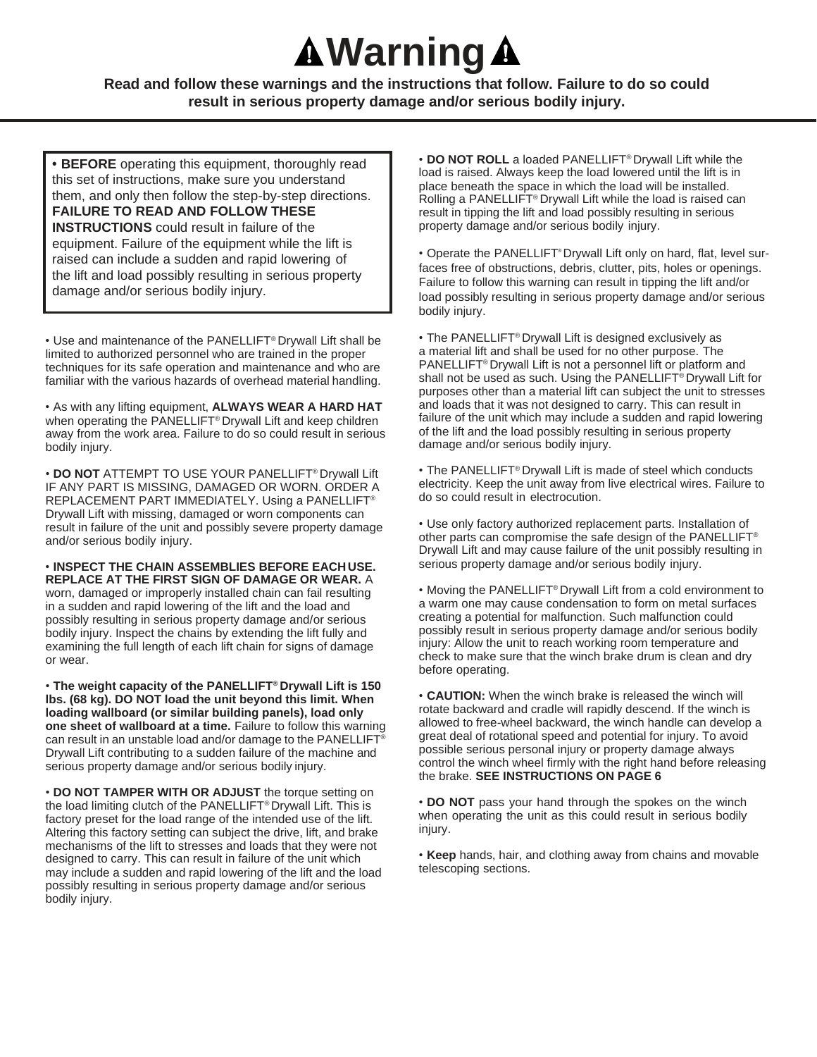# ⚠ Warning ⚠

**Read and follow these warnings and the instructions that follow. Failure to do so could result in serious property damage and/or serious bodily injury.**

• **BEFORE** operating this equipment, thoroughly read this set of instructions, make sure you understand them, and only then follow the step-by-step directions. **FAILURE TO READ AND FOLLOW THESE INSTRUCTIONS** could result in failure of the equipment. Failure of the equipment while the lift is raised can include a sudden and rapid lowering of the lift and load possibly resulting in serious property damage and/or serious bodily injury.

• Use and maintenance of the PANELLIFT® Drywall Lift shall be limited to authorized personnel who are trained in the proper techniques for its safe operation and maintenance and who are familiar with the various hazards of overhead material handling.

• As with any lifting equipment, **ALWAYS WEAR A HARD HAT** when operating the PANELLIFT® Drywall Lift and keep children away from the work area. Failure to do so could result in serious bodily injury.

• **DO NOT** ATTEMPT TO USE YOUR PANELLIFT® Drywall Lift IF ANY PART IS MISSING, DAMAGED OR WORN. ORDER A REPLACEMENT PART IMMEDIATELY. Using a PANELLIFT® Drywall Lift with missing, damaged or worn components can result in failure of the unit and possibly severe property damage and/or serious bodily injury.

• **INSPECT THE CHAIN ASSEMBLIES BEFORE EACH USE. REPLACE AT THE FIRST SIGN OF DAMAGE OR WEAR.** A worn, damaged or improperly installed chain can fail resulting in a sudden and rapid lowering of the lift and the load and possibly resulting in serious property damage and/or serious bodily injury. Inspect the chains by extending the lift fully and examining the full length of each lift chain for signs of damage or wear.

• **The weight capacity of the PANELLIFT® Drywall Lift is 150 lbs. (68 kg). DO NOT load the unit beyond this limit. When loading wallboard (or similar building panels), load only one sheet of wallboard at a time.** Failure to follow this warning can result in an unstable load and/or damage to the PANELLIFT® Drywall Lift contributing to a sudden failure of the machine and serious property damage and/or serious bodily injury.

• **DO NOT TAMPER WITH OR ADJUST** the torque setting on the load limiting clutch of the PANELLIFT® Drywall Lift. This is factory preset for the load range of the intended use of the lift. Altering this factory setting can subject the drive, lift, and brake mechanisms of the lift to stresses and loads that they were not designed to carry. This can result in failure of the unit which may include a sudden and rapid lowering of the lift and the load possibly resulting in serious property damage and/or serious bodily injury.

• **DO NOT ROLL** a loaded PANELLIFT® Drywall Lift while the load is raised. Always keep the load lowered until the lift is in place beneath the space in which the load will be installed. Rolling a PANELLIFT® Drywall Lift while the load is raised can result in tipping the lift and load possibly resulting in serious property damage and/or serious bodily injury.

• Operate the PANELLIFT® Drywall Lift only on hard, flat, level surfaces free of obstructions, debris, clutter, pits, holes or openings. Failure to follow this warning can result in tipping the lift and/or load possibly resulting in serious property damage and/or serious bodily injury.

• The PANELLIFT® Drywall Lift is designed exclusively as a material lift and shall be used for no other purpose. The PANELLIFT® Drywall Lift is not a personnel lift or platform and shall not be used as such. Using the PANELLIFT® Drywall Lift for purposes other than a material lift can subject the unit to stresses and loads that it was not designed to carry. This can result in failure of the unit which may include a sudden and rapid lowering of the lift and the load possibly resulting in serious property damage and/or serious bodily injury.

• The PANELLIFT® Drywall Lift is made of steel which conducts electricity. Keep the unit away from live electrical wires. Failure to do so could result in electrocution.

• Use only factory authorized replacement parts. Installation of other parts can compromise the safe design of the PANELLIFT® Drywall Lift and may cause failure of the unit possibly resulting in serious property damage and/or serious bodily injury.

• Moving the PANELLIFT® Drywall Lift from a cold environment to a warm one may cause condensation to form on metal surfaces creating a potential for malfunction. Such malfunction could possibly result in serious property damage and/or serious bodily injury: Allow the unit to reach working room temperature and check to make sure that the winch brake drum is clean and dry before operating.

• **CAUTION:** When the winch brake is released the winch will rotate backward and cradle will rapidly descend. If the winch is allowed to free-wheel backward, the winch handle can develop a great deal of rotational speed and potential for injury. To avoid possible serious personal injury or property damage always control the winch wheel firmly with the right hand before releasing the brake. **SEE INSTRUCTIONS ON PAGE 6**

• **DO NOT** pass your hand through the spokes on the winch when operating the unit as this could result in serious bodily injury.

• **Keep** hands, hair, and clothing away from chains and movable telescoping sections.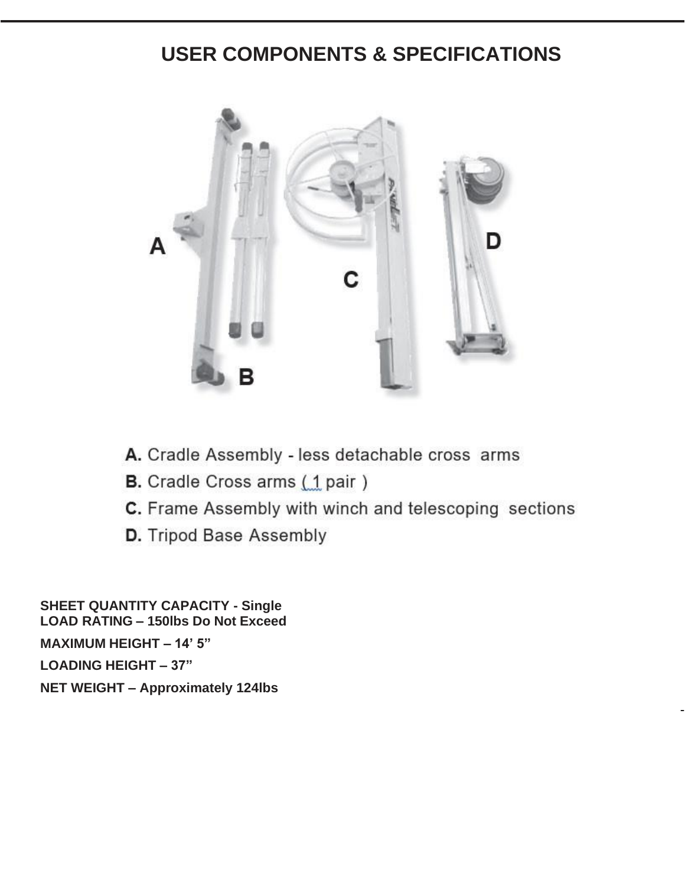# USER COMPONENTS & SPECIFICATIONS

- **A.** Cradle Assembly - less detachable cross arms
- **B.** Cradle Cross arms ( 1 pair )
- **C.** Frame Assembly with winch and telescoping sections
- **D.** Tripod Base Assembly

**SHEET QUANTITY CAPACITY - Single**
**LOAD RATING – 150lbs Do Not Exceed**

**MAXIMUM HEIGHT – 14' 5"**

**LOADING HEIGHT – 37"**

**NET WEIGHT – Approximately 124lbs**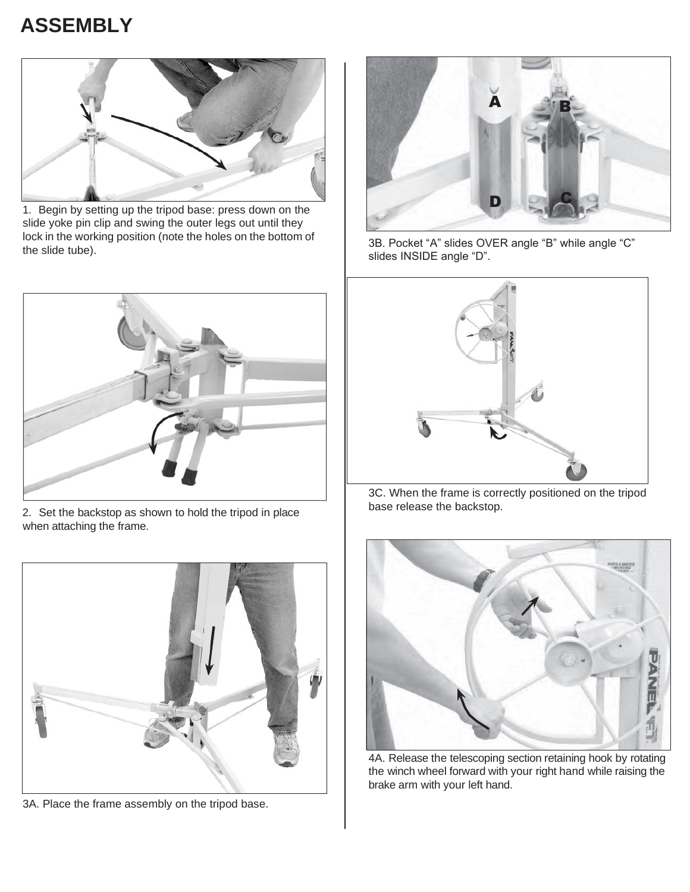# ASSEMBLY

1. Begin by setting up the tripod base: press down on the slide yoke pin clip and swing the outer legs out until they lock in the working position (note the holes on the bottom of the slide tube).

2. Set the backstop as shown to hold the tripod in place when attaching the frame.

3A. Place the frame assembly on the tripod base.

3B. Pocket "A" slides OVER angle "B" while angle "C" slides INSIDE angle "D".

3C. When the frame is correctly positioned on the tripod base release the backstop.

4A. Release the telescoping section retaining hook by rotating the winch wheel forward with your right hand while raising the brake arm with your left hand.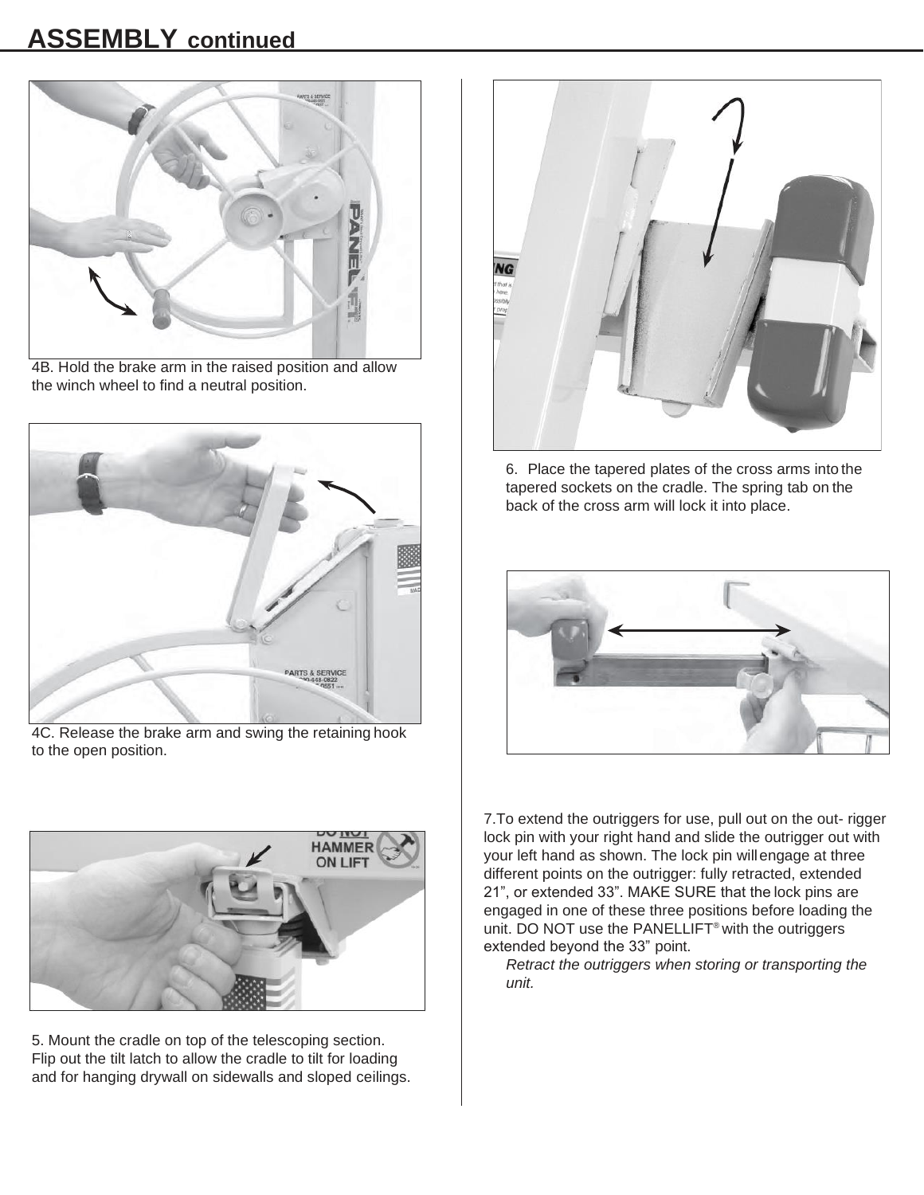# ASSEMBLY continued

4B. Hold the brake arm in the raised position and allow the winch wheel to find a neutral position.

4C. Release the brake arm and swing the retaining hook to the open position.

5. Mount the cradle on top of the telescoping section. Flip out the tilt latch to allow the cradle to tilt for loading and for hanging drywall on sidewalls and sloped ceilings.

6. Place the tapered plates of the cross arms into the tapered sockets on the cradle. The spring tab on the back of the cross arm will lock it into place.

7. To extend the outriggers for use, pull out on the out- rigger lock pin with your right hand and slide the outrigger out with your left hand as shown. The lock pin will engage at three different points on the outrigger: fully retracted, extended 21", or extended 33". MAKE SURE that the lock pins are engaged in one of these three positions before loading the unit. DO NOT use the PANELLIFT® with the outriggers extended beyond the 33" point.

*Retract the outriggers when storing or transporting the unit.*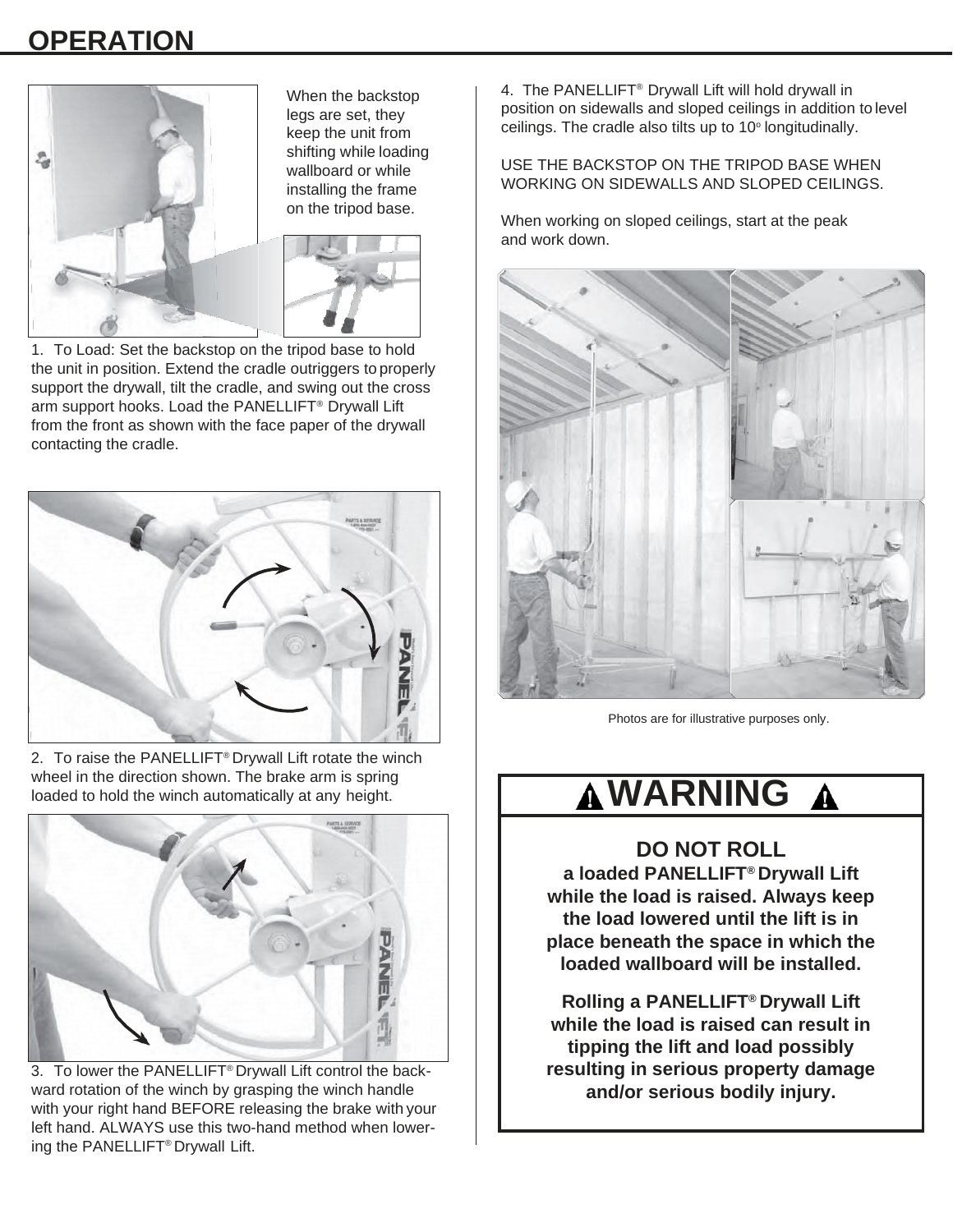# OPERATION

When the backstop legs are set, they keep the unit from shifting while loading wallboard or while installing the frame on the tripod base.

1. To Load: Set the backstop on the tripod base to hold the unit in position. Extend the cradle outriggers to properly support the drywall, tilt the cradle, and swing out the cross arm support hooks. Load the PANELLIFT® Drywall Lift from the front as shown with the face paper of the drywall contacting the cradle.

2. To raise the PANELLIFT® Drywall Lift rotate the winch wheel in the direction shown. The brake arm is spring loaded to hold the winch automatically at any height.

3. To lower the PANELLIFT® Drywall Lift control the backward rotation of the winch by grasping the winch handle with your right hand BEFORE releasing the brake with your left hand. ALWAYS use this two-hand method when lowering the PANELLIFT® Drywall Lift.

4. The PANELLIFT® Drywall Lift will hold drywall in position on sidewalls and sloped ceilings in addition to level ceilings. The cradle also tilts up to 10° longitudinally.

USE THE BACKSTOP ON THE TRIPOD BASE WHEN WORKING ON SIDEWALLS AND SLOPED CEILINGS.

When working on sloped ceilings, start at the peak and work down.

Photos are for illustrative purposes only.

## ⚠ WARNING ⚠

**DO NOT ROLL**
**a loaded PANELLIFT® Drywall Lift while the load is raised. Always keep the load lowered until the lift is in place beneath the space in which the loaded wallboard will be installed.**

**Rolling a PANELLIFT® Drywall Lift while the load is raised can result in tipping the lift and load possibly resulting in serious property damage and/or serious bodily injury.**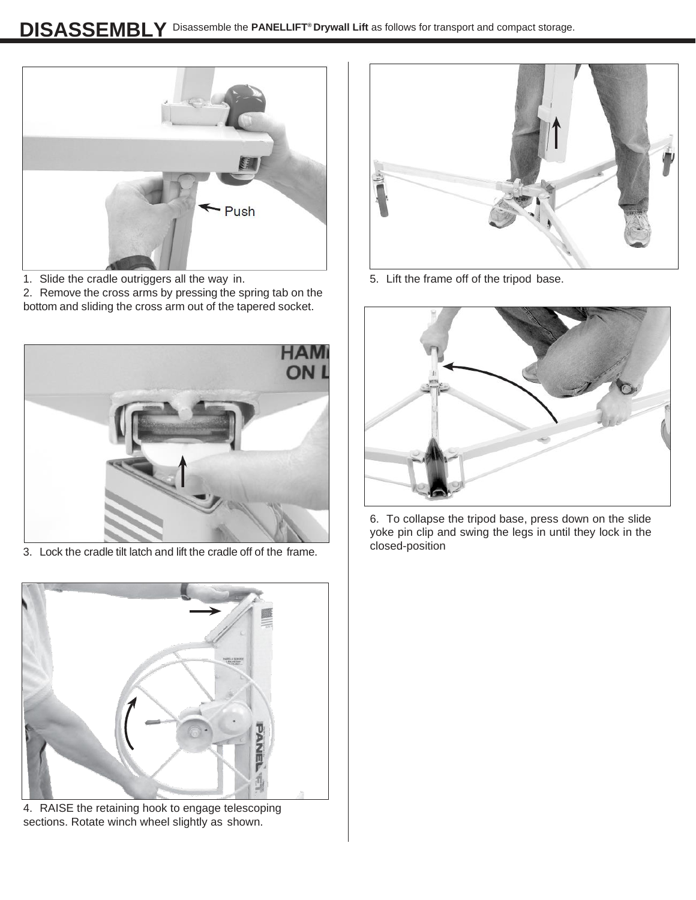# DISASSEMBLY

Disassemble the **PANELLIFT® Drywall Lift** as follows for transport and compact storage.

Push

1. Slide the cradle outriggers all the way in.
2. Remove the cross arms by pressing the spring tab on the bottom and sliding the cross arm out of the tapered socket.

3. Lock the cradle tilt latch and lift the cradle off of the frame.

4. RAISE the retaining hook to engage telescoping sections. Rotate winch wheel slightly as shown.

5. Lift the frame off of the tripod base.

6. To collapse the tripod base, press down on the slide yoke pin clip and swing the legs in until they lock in the closed-position